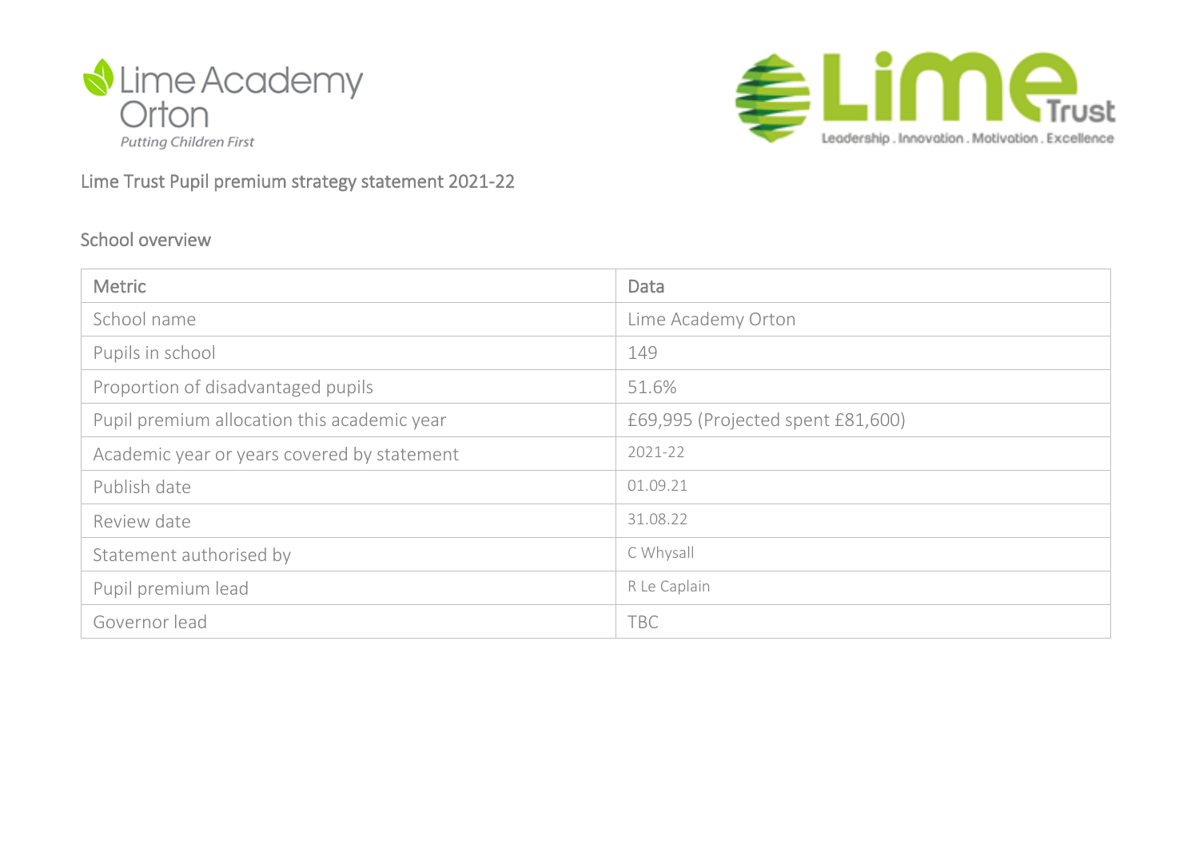Lime Academy Orton

*Putting Children First*

Lime Trust

Leadership . Innovation . Motivation . Excellence

# Lime Trust Pupil premium strategy statement 2021-22

## School overview

| Metric | Data |
|---|---|
| School name | Lime Academy Orton |
| Pupils in school | 149 |
| Proportion of disadvantaged pupils | 51.6% |
| Pupil premium allocation this academic year | £69,995 (Projected spent £81,600) |
| Academic year or years covered by statement | 2021-22 |
| Publish date | 01.09.21 |
| Review date | 31.08.22 |
| Statement authorised by | C Whysall |
| Pupil premium lead | R Le Caplain |
| Governor lead | TBC |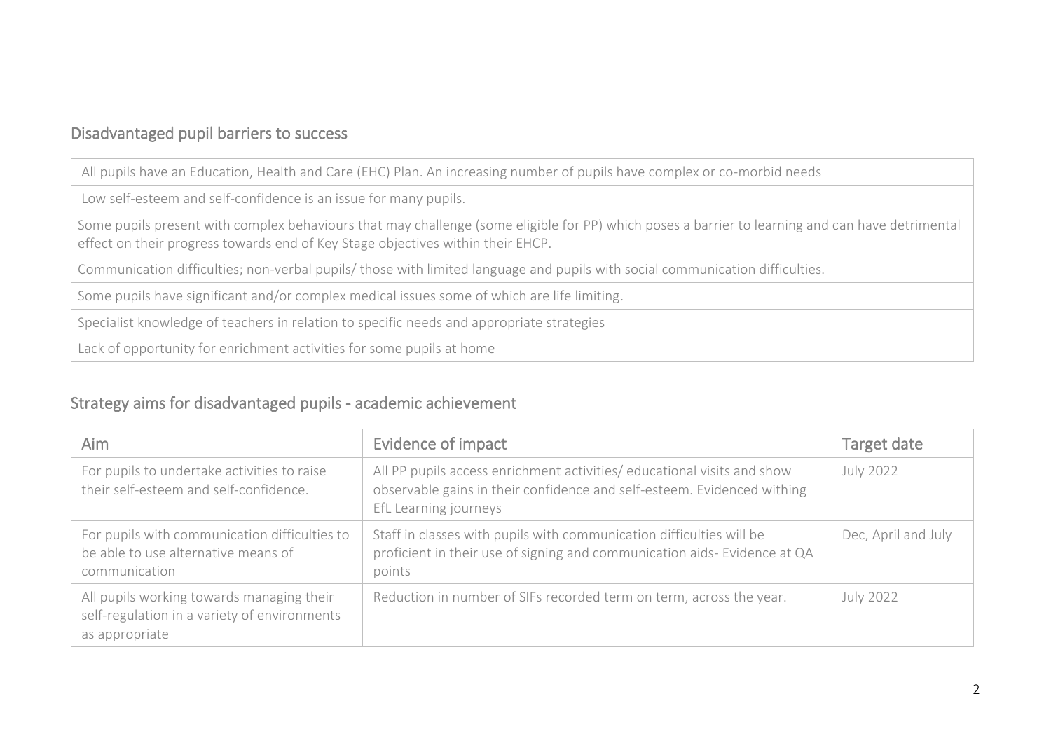## Disadvantaged pupil barriers to success

| |
|---|
| All pupils have an Education, Health and Care (EHC) Plan. An increasing number of pupils have complex or co-morbid needs |
| Low self-esteem and self-confidence is an issue for many pupils. |
| Some pupils present with complex behaviours that may challenge (some eligible for PP) which poses a barrier to learning and can have detrimental effect on their progress towards end of Key Stage objectives within their EHCP. |
| Communication difficulties; non-verbal pupils/ those with limited language and pupils with social communication difficulties. |
| Some pupils have significant and/or complex medical issues some of which are life limiting. |
| Specialist knowledge of teachers in relation to specific needs and appropriate strategies |
| Lack of opportunity for enrichment activities for some pupils at home |

## Strategy aims for disadvantaged pupils - academic achievement

| Aim | Evidence of impact | Target date |
|---|---|---|
| For pupils to undertake activities to raise their self-esteem and self-confidence. | All PP pupils access enrichment activities/ educational visits and show observable gains in their confidence and self-esteem. Evidenced withing EfL Learning journeys | July 2022 |
| For pupils with communication difficulties to be able to use alternative means of communication | Staff in classes with pupils with communication difficulties will be proficient in their use of signing and communication aids- Evidence at QA points | Dec, April and July |
| All pupils working towards managing their self-regulation in a variety of environments as appropriate | Reduction in number of SIFs recorded term on term, across the year. | July 2022 |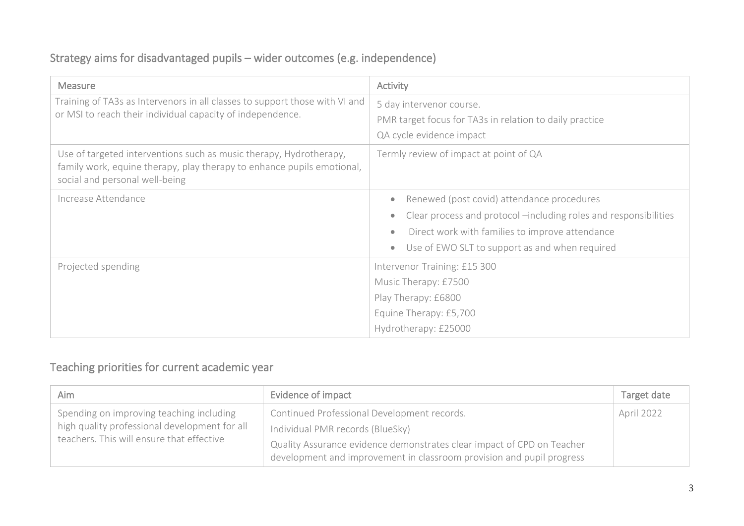## Strategy aims for disadvantaged pupils – wider outcomes (e.g. independence)

| Measure | Activity |
| --- | --- |
| Training of TA3s as Intervenors in all classes to support those with VI and or MSI to reach their individual capacity of independence. | 5 day intervenor course.<br>PMR target focus for TA3s in relation to daily practice<br>QA cycle evidence impact |
| Use of targeted interventions such as music therapy, Hydrotherapy, family work, equine therapy, play therapy to enhance pupils emotional, social and personal well-being | Termly review of impact at point of QA |
| Increase Attendance | • Renewed (post covid) attendance procedures<br>• Clear process and protocol –including roles and responsibilities<br>• Direct work with families to improve attendance<br>• Use of EWO SLT to support as and when required |
| Projected spending | Intervenor Training: £15 300<br>Music Therapy: £7500<br>Play Therapy: £6800<br>Equine Therapy: £5,700<br>Hydrotherapy: £25000 |

## Teaching priorities for current academic year

| Aim | Evidence of impact | Target date |
| --- | --- | --- |
| Spending on improving teaching including high quality professional development for all teachers. This will ensure that effective | Continued Professional Development records.<br>Individual PMR records (BlueSky)<br>Quality Assurance evidence demonstrates clear impact of CPD on Teacher development and improvement in classroom provision and pupil progress | April 2022 |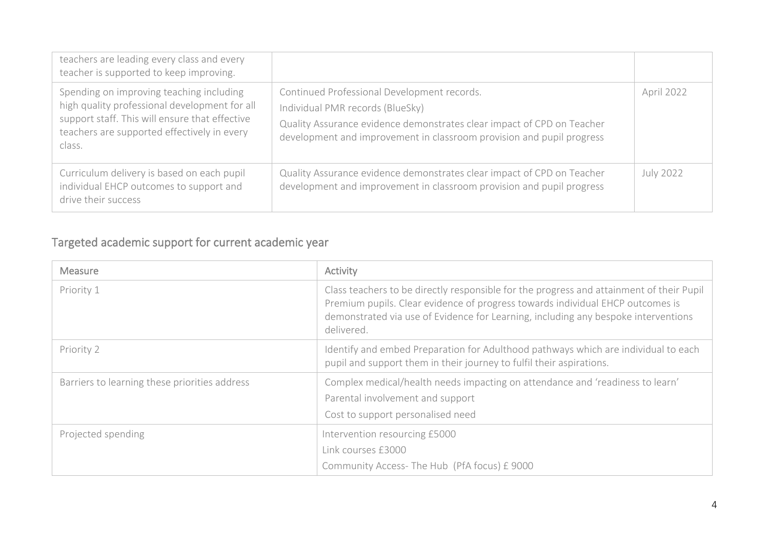| | | |
|---|---|---|
| teachers are leading every class and every teacher is supported to keep improving. | | |
| Spending on improving teaching including high quality professional development for all support staff. This will ensure that effective teachers are supported effectively in every class. | Continued Professional Development records.<br>Individual PMR records (BlueSky)<br>Quality Assurance evidence demonstrates clear impact of CPD on Teacher development and improvement in classroom provision and pupil progress | April 2022 |
| Curriculum delivery is based on each pupil individual EHCP outcomes to support and drive their success | Quality Assurance evidence demonstrates clear impact of CPD on Teacher development and improvement in classroom provision and pupil progress | July 2022 |

## Targeted academic support for current academic year

| Measure | Activity |
|---|---|
| Priority 1 | Class teachers to be directly responsible for the progress and attainment of their Pupil Premium pupils. Clear evidence of progress towards individual EHCP outcomes is demonstrated via use of Evidence for Learning, including any bespoke interventions delivered. |
| Priority 2 | Identify and embed Preparation for Adulthood pathways which are individual to each pupil and support them in their journey to fulfil their aspirations. |
| Barriers to learning these priorities address | Complex medical/health needs impacting on attendance and 'readiness to learn'<br>Parental involvement and support<br>Cost to support personalised need |
| Projected spending | Intervention resourcing £5000<br>Link courses £3000<br>Community Access- The Hub (PfA focus) £ 9000 |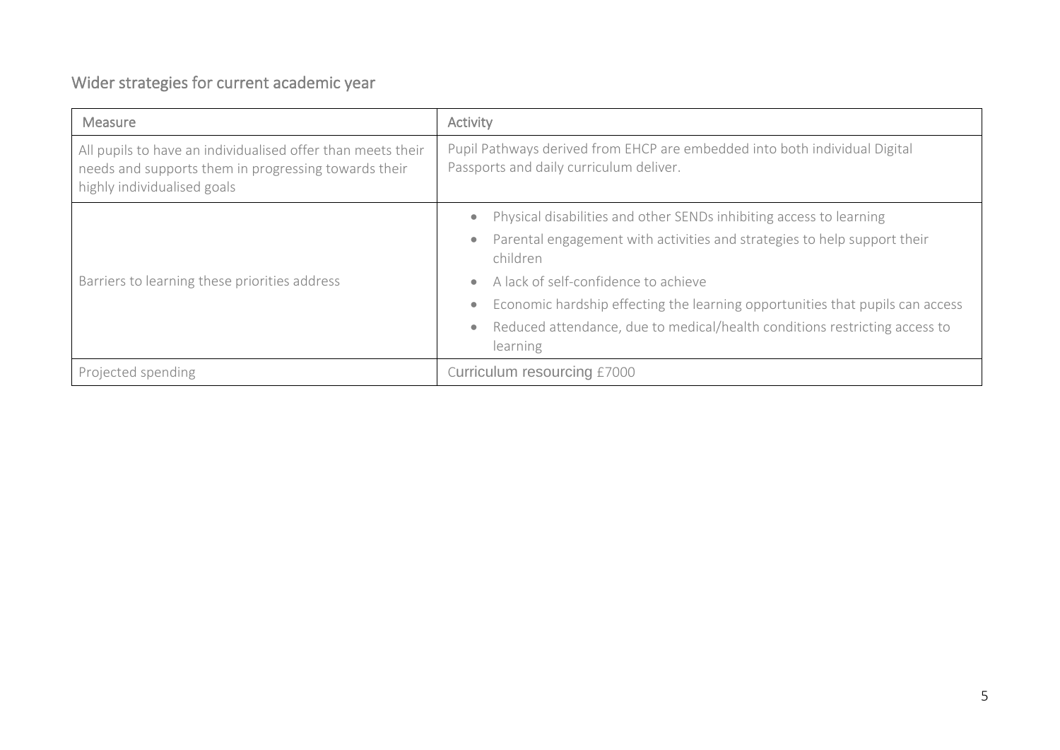## Wider strategies for current academic year

| Measure | Activity |
|---|---|
| All pupils to have an individualised offer than meets their needs and supports them in progressing towards their highly individualised goals | Pupil Pathways derived from EHCP are embedded into both individual Digital Passports and daily curriculum deliver. |
| Barriers to learning these priorities address | • Physical disabilities and other SENDs inhibiting access to learning<br>• Parental engagement with activities and strategies to help support their children<br>• A lack of self-confidence to achieve<br>• Economic hardship effecting the learning opportunities that pupils can access<br>• Reduced attendance, due to medical/health conditions restricting access to learning |
| Projected spending | Curriculum resourcing £7000 |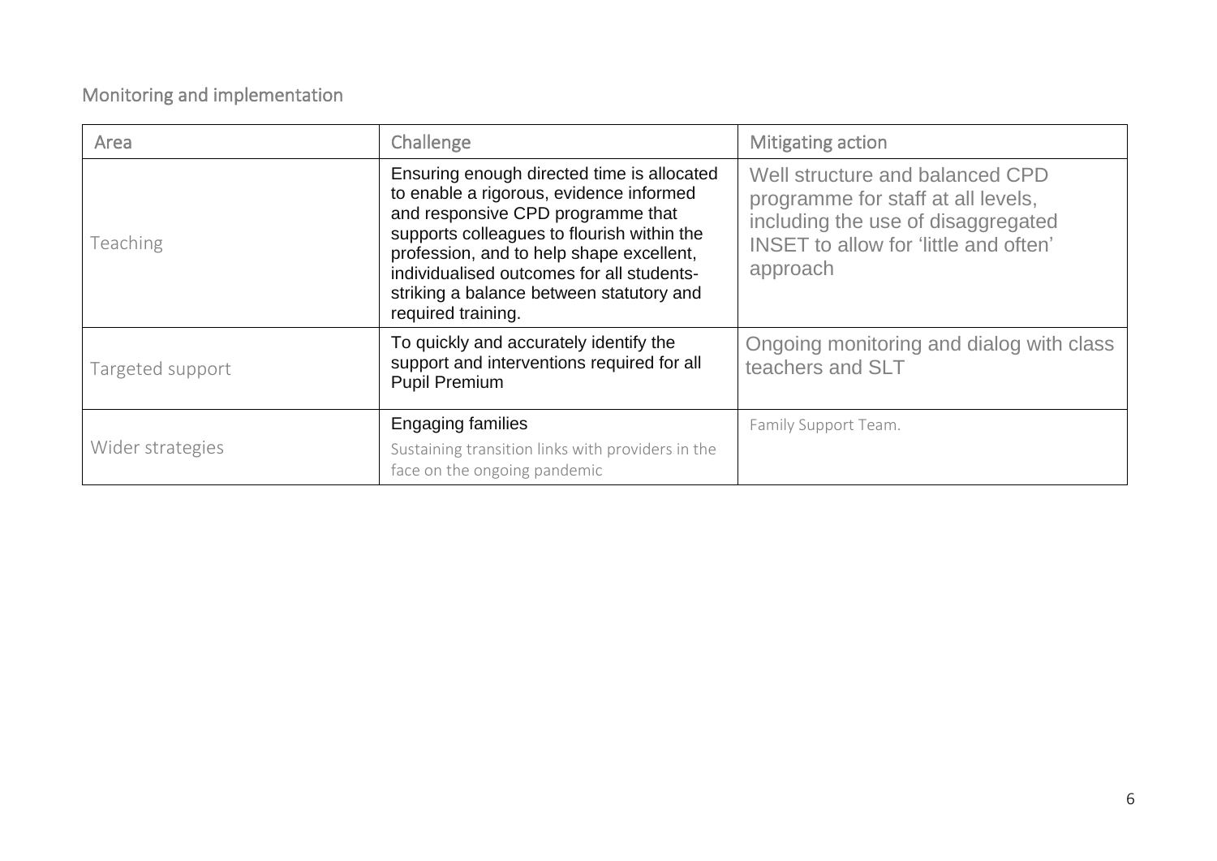## Monitoring and implementation

| Area | Challenge | Mitigating action |
|---|---|---|
| Teaching | Ensuring enough directed time is allocated to enable a rigorous, evidence informed and responsive CPD programme that supports colleagues to flourish within the profession, and to help shape excellent, individualised outcomes for all students- striking a balance between statutory and required training. | Well structure and balanced CPD programme for staff at all levels, including the use of disaggregated INSET to allow for 'little and often' approach |
| Targeted support | To quickly and accurately identify the support and interventions required for all Pupil Premium | Ongoing monitoring and dialog with class teachers and SLT |
| Wider strategies | Engaging families<br>Sustaining transition links with providers in the face on the ongoing pandemic | Family Support Team. |